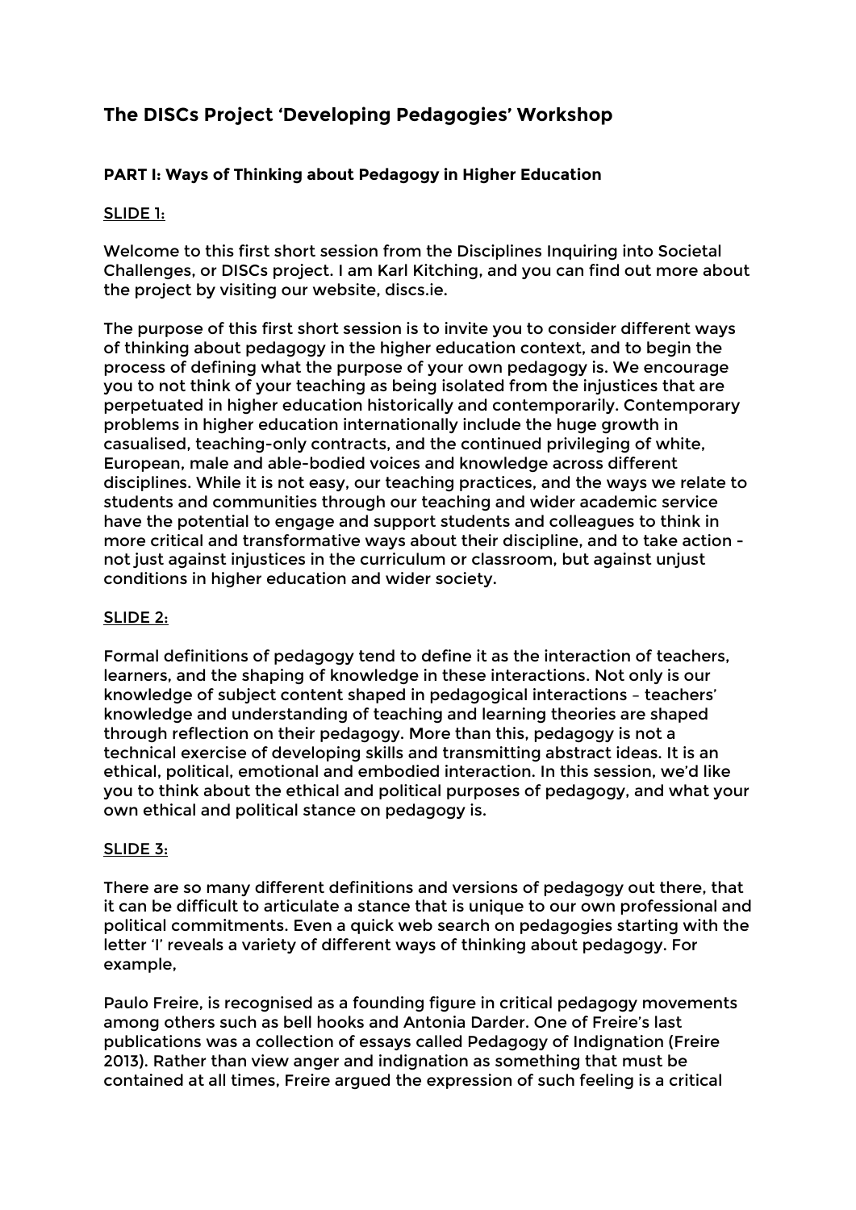# The DISCs Project 'Developing Pedagogies' Workshop

## PART I: Ways of Thinking about Pedagogy in Higher Education

### SLIDE 1:

Welcome to this first short session from the Disciplines Inquiring into Societal Challenges, or DISCs project. I am Karl Kitching, and you can find out more about the project by visiting our website, discs.ie.

The purpose of this first short session is to invite you to consider different ways of thinking about pedagogy in the higher education context, and to begin the process of defining what the purpose of your own pedagogy is. We encourage you to not think of your teaching as being isolated from the injustices that are perpetuated in higher education historically and contemporarily. Contemporary problems in higher education internationally include the huge growth in casualised, teaching-only contracts, and the continued privileging of white, European, male and able-bodied voices and knowledge across different disciplines. While it is not easy, our teaching practices, and the ways we relate to students and communities through our teaching and wider academic service have the potential to engage and support students and colleagues to think in more critical and transformative ways about their discipline, and to take action - not just against injustices in the curriculum or classroom, but against unjust conditions in higher education and wider society.

### SLIDE 2:

Formal definitions of pedagogy tend to define it as the interaction of teachers, learners, and the shaping of knowledge in these interactions. Not only is our knowledge of subject content shaped in pedagogical interactions – teachers' knowledge and understanding of teaching and learning theories are shaped through reflection on their pedagogy. More than this, pedagogy is not a technical exercise of developing skills and transmitting abstract ideas. It is an ethical, political, emotional and embodied interaction. In this session, we'd like you to think about the ethical and political purposes of pedagogy, and what your own ethical and political stance on pedagogy is.

### SLIDE 3:

There are so many different definitions and versions of pedagogy out there, that it can be difficult to articulate a stance that is unique to our own professional and political commitments. Even a quick web search on pedagogies starting with the letter 'I' reveals a variety of different ways of thinking about pedagogy. For example,

Paulo Freire, is recognised as a founding figure in critical pedagogy movements among others such as bell hooks and Antonia Darder. One of Freire's last publications was a collection of essays called Pedagogy of Indignation (Freire 2013). Rather than view anger and indignation as something that must be contained at all times, Freire argued the expression of such feeling is a critical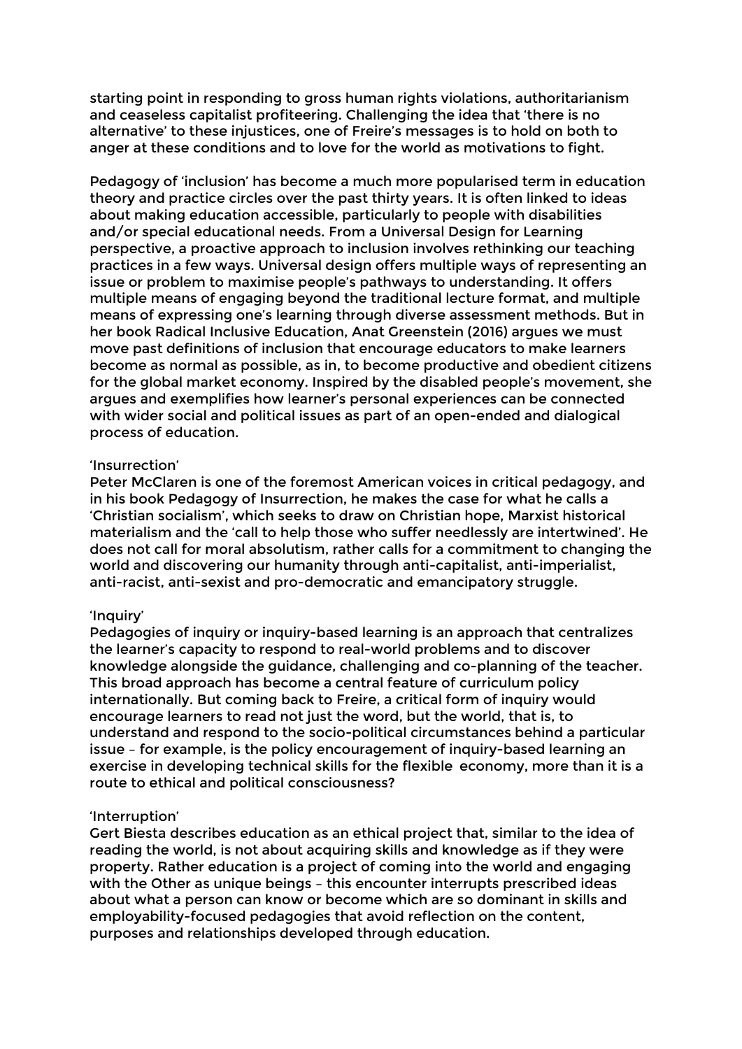starting point in responding to gross human rights violations, authoritarianism and ceaseless capitalist profiteering. Challenging the idea that 'there is no alternative' to these injustices, one of Freire's messages is to hold on both to anger at these conditions and to love for the world as motivations to fight.

Pedagogy of 'inclusion' has become a much more popularised term in education theory and practice circles over the past thirty years. It is often linked to ideas about making education accessible, particularly to people with disabilities and/or special educational needs. From a Universal Design for Learning perspective, a proactive approach to inclusion involves rethinking our teaching practices in a few ways. Universal design offers multiple ways of representing an issue or problem to maximise people's pathways to understanding. It offers multiple means of engaging beyond the traditional lecture format, and multiple means of expressing one's learning through diverse assessment methods. But in her book Radical Inclusive Education, Anat Greenstein (2016) argues we must move past definitions of inclusion that encourage educators to make learners become as normal as possible, as in, to become productive and obedient citizens for the global market economy. Inspired by the disabled people's movement, she argues and exemplifies how learner's personal experiences can be connected with wider social and political issues as part of an open-ended and dialogical process of education.

'Insurrection'

Peter McClaren is one of the foremost American voices in critical pedagogy, and in his book Pedagogy of Insurrection, he makes the case for what he calls a 'Christian socialism', which seeks to draw on Christian hope, Marxist historical materialism and the 'call to help those who suffer needlessly are intertwined'. He does not call for moral absolutism, rather calls for a commitment to changing the world and discovering our humanity through anti-capitalist, anti-imperialist, anti-racist, anti-sexist and pro-democratic and emancipatory struggle.

'Inquiry'

Pedagogies of inquiry or inquiry-based learning is an approach that centralizes the learner's capacity to respond to real-world problems and to discover knowledge alongside the guidance, challenging and co-planning of the teacher. This broad approach has become a central feature of curriculum policy internationally. But coming back to Freire, a critical form of inquiry would encourage learners to read not just the word, but the world, that is, to understand and respond to the socio-political circumstances behind a particular issue – for example, is the policy encouragement of inquiry-based learning an exercise in developing technical skills for the flexible economy, more than it is a route to ethical and political consciousness?

'Interruption'

Gert Biesta describes education as an ethical project that, similar to the idea of reading the world, is not about acquiring skills and knowledge as if they were property. Rather education is a project of coming into the world and engaging with the Other as unique beings – this encounter interrupts prescribed ideas about what a person can know or become which are so dominant in skills and employability-focused pedagogies that avoid reflection on the content, purposes and relationships developed through education.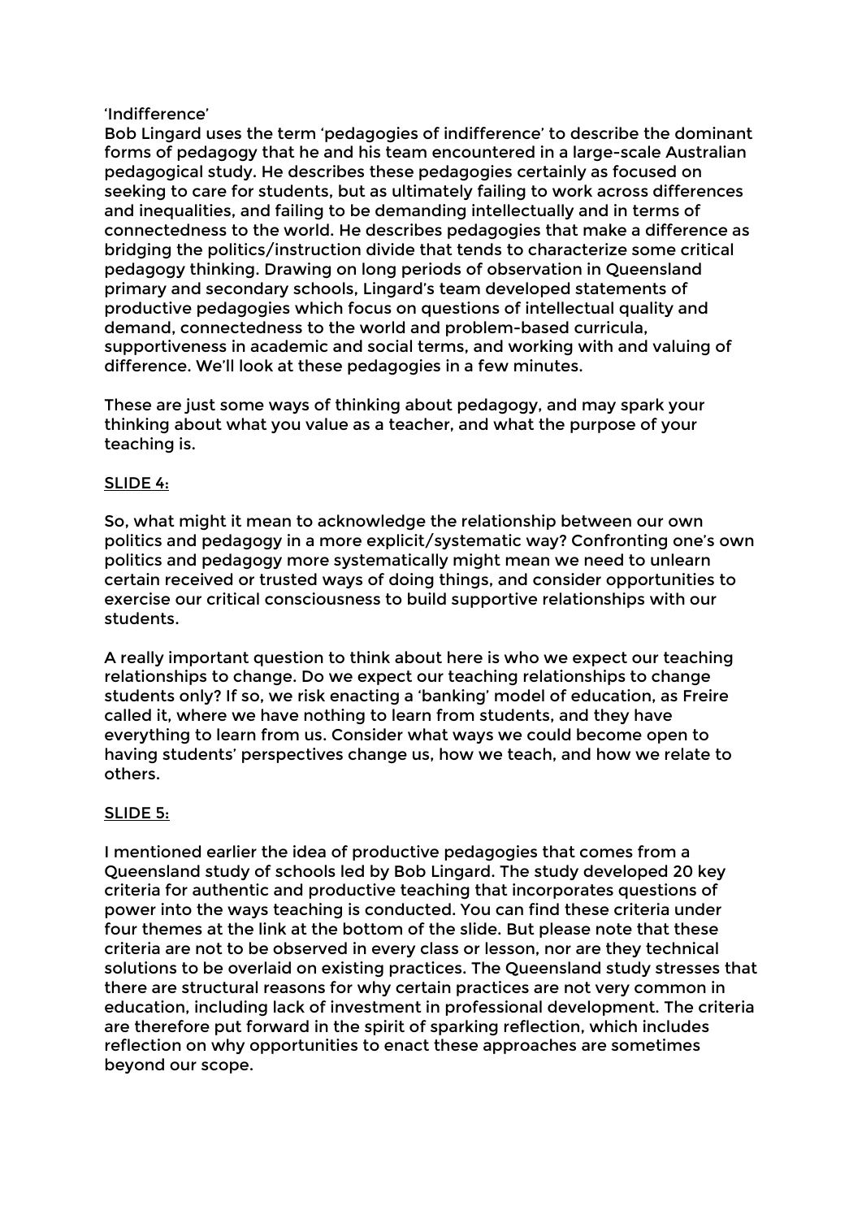'Indifference'

Bob Lingard uses the term 'pedagogies of indifference' to describe the dominant forms of pedagogy that he and his team encountered in a large-scale Australian pedagogical study. He describes these pedagogies certainly as focused on seeking to care for students, but as ultimately failing to work across differences and inequalities, and failing to be demanding intellectually and in terms of connectedness to the world. He describes pedagogies that make a difference as bridging the politics/instruction divide that tends to characterize some critical pedagogy thinking. Drawing on long periods of observation in Queensland primary and secondary schools, Lingard's team developed statements of productive pedagogies which focus on questions of intellectual quality and demand, connectedness to the world and problem-based curricula, supportiveness in academic and social terms, and working with and valuing of difference. We'll look at these pedagogies in a few minutes.

These are just some ways of thinking about pedagogy, and may spark your thinking about what you value as a teacher, and what the purpose of your teaching is.

<u>SLIDE 4:</u>

So, what might it mean to acknowledge the relationship between our own politics and pedagogy in a more explicit/systematic way? Confronting one's own politics and pedagogy more systematically might mean we need to unlearn certain received or trusted ways of doing things, and consider opportunities to exercise our critical consciousness to build supportive relationships with our students.

A really important question to think about here is who we expect our teaching relationships to change. Do we expect our teaching relationships to change students only? If so, we risk enacting a 'banking' model of education, as Freire called it, where we have nothing to learn from students, and they have everything to learn from us. Consider what ways we could become open to having students' perspectives change us, how we teach, and how we relate to others.

<u>SLIDE 5:</u>

I mentioned earlier the idea of productive pedagogies that comes from a Queensland study of schools led by Bob Lingard. The study developed 20 key criteria for authentic and productive teaching that incorporates questions of power into the ways teaching is conducted. You can find these criteria under four themes at the link at the bottom of the slide. But please note that these criteria are not to be observed in every class or lesson, nor are they technical solutions to be overlaid on existing practices. The Queensland study stresses that there are structural reasons for why certain practices are not very common in education, including lack of investment in professional development. The criteria are therefore put forward in the spirit of sparking reflection, which includes reflection on why opportunities to enact these approaches are sometimes beyond our scope.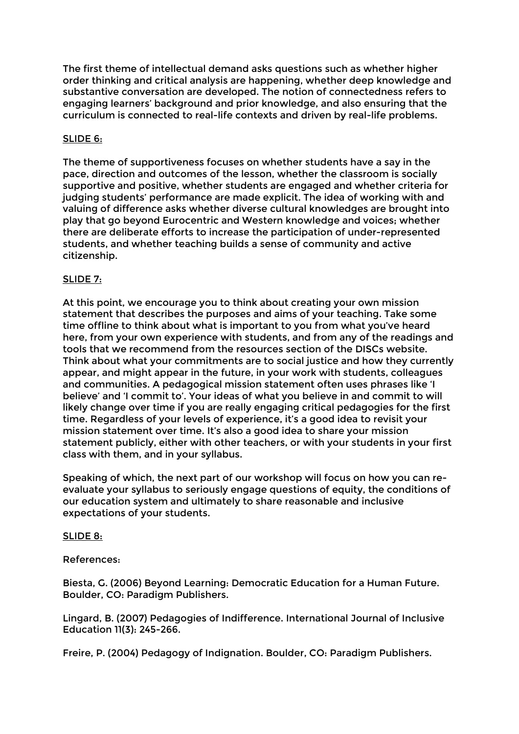The first theme of intellectual demand asks questions such as whether higher order thinking and critical analysis are happening, whether deep knowledge and substantive conversation are developed. The notion of connectedness refers to engaging learners' background and prior knowledge, and also ensuring that the curriculum is connected to real-life contexts and driven by real-life problems.

<u>SLIDE 6:</u>

The theme of supportiveness focuses on whether students have a say in the pace, direction and outcomes of the lesson, whether the classroom is socially supportive and positive, whether students are engaged and whether criteria for judging students' performance are made explicit. The idea of working with and valuing of difference asks whether diverse cultural knowledges are brought into play that go beyond Eurocentric and Western knowledge and voices; whether there are deliberate efforts to increase the participation of under-represented students, and whether teaching builds a sense of community and active citizenship.

<u>SLIDE 7:</u>

At this point, we encourage you to think about creating your own mission statement that describes the purposes and aims of your teaching. Take some time offline to think about what is important to you from what you've heard here, from your own experience with students, and from any of the readings and tools that we recommend from the resources section of the DISCs website. Think about what your commitments are to social justice and how they currently appear, and might appear in the future, in your work with students, colleagues and communities. A pedagogical mission statement often uses phrases like 'I believe' and 'I commit to'. Your ideas of what you believe in and commit to will likely change over time if you are really engaging critical pedagogies for the first time. Regardless of your levels of experience, it's a good idea to revisit your mission statement over time. It's also a good idea to share your mission statement publicly, either with other teachers, or with your students in your first class with them, and in your syllabus.

Speaking of which, the next part of our workshop will focus on how you can re-evaluate your syllabus to seriously engage questions of equity, the conditions of our education system and ultimately to share reasonable and inclusive expectations of your students.

<u>SLIDE 8:</u>

References:

Biesta, G. (2006) Beyond Learning: Democratic Education for a Human Future. Boulder, CO: Paradigm Publishers.

Lingard, B. (2007) Pedagogies of Indifference. International Journal of Inclusive Education 11(3): 245-266.

Freire, P. (2004) Pedagogy of Indignation. Boulder, CO: Paradigm Publishers.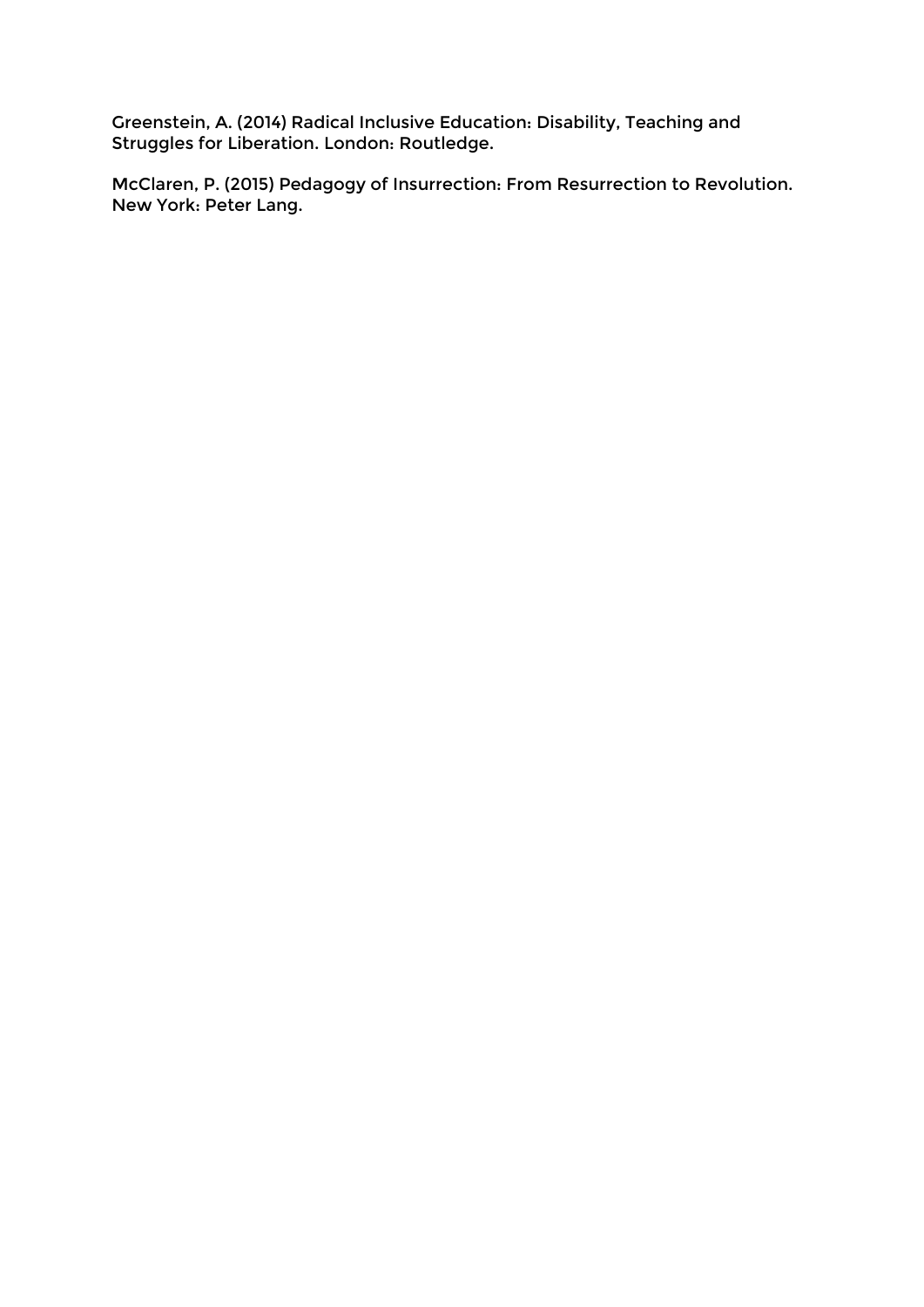Greenstein, A. (2014) Radical Inclusive Education: Disability, Teaching and Struggles for Liberation. London: Routledge.

McClaren, P. (2015) Pedagogy of Insurrection: From Resurrection to Revolution. New York: Peter Lang.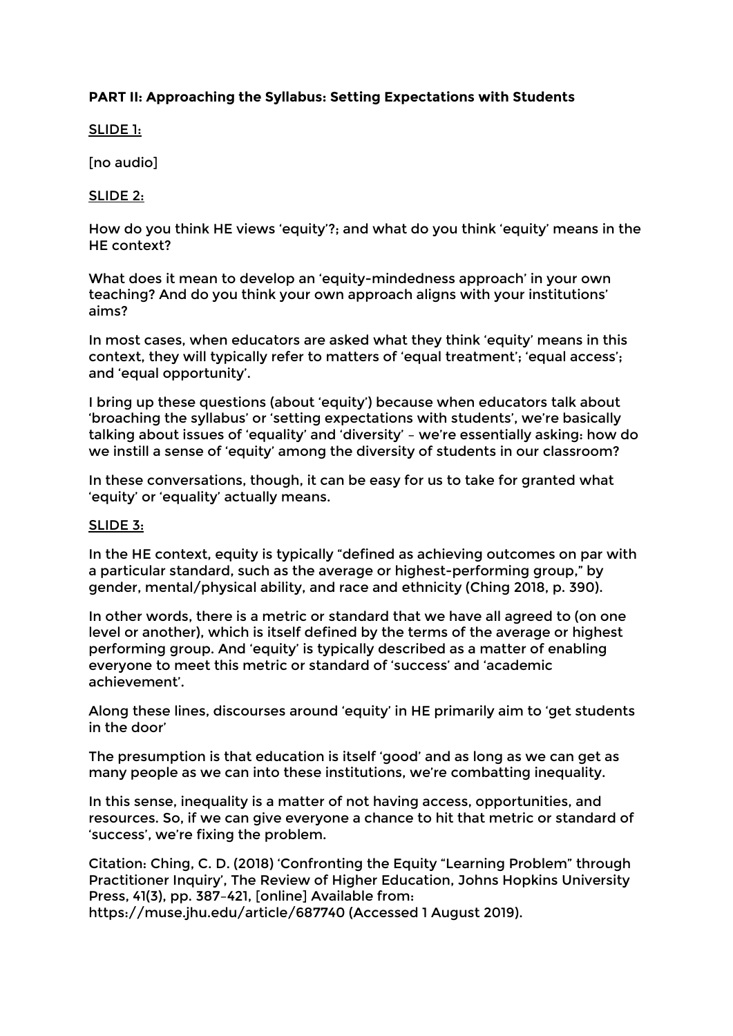**PART II: Approaching the Syllabus: Setting Expectations with Students**

<u>SLIDE 1:</u>

[no audio]

<u>SLIDE 2:</u>

How do you think HE views 'equity'?; and what do you think 'equity' means in the HE context?

What does it mean to develop an 'equity-mindedness approach' in your own teaching? And do you think your own approach aligns with your institutions' aims?

In most cases, when educators are asked what they think 'equity' means in this context, they will typically refer to matters of 'equal treatment'; 'equal access'; and 'equal opportunity'.

I bring up these questions (about 'equity') because when educators talk about 'broaching the syllabus' or 'setting expectations with students', we're basically talking about issues of 'equality' and 'diversity' – we're essentially asking: how do we instill a sense of 'equity' among the diversity of students in our classroom?

In these conversations, though, it can be easy for us to take for granted what 'equity' or 'equality' actually means.

<u>SLIDE 3:</u>

In the HE context, equity is typically "defined as achieving outcomes on par with a particular standard, such as the average or highest-performing group," by gender, mental/physical ability, and race and ethnicity (Ching 2018, p. 390).

In other words, there is a metric or standard that we have all agreed to (on one level or another), which is itself defined by the terms of the average or highest performing group. And 'equity' is typically described as a matter of enabling everyone to meet this metric or standard of 'success' and 'academic achievement'.

Along these lines, discourses around 'equity' in HE primarily aim to 'get students in the door'

The presumption is that education is itself 'good' and as long as we can get as many people as we can into these institutions, we're combatting inequality.

In this sense, inequality is a matter of not having access, opportunities, and resources. So, if we can give everyone a chance to hit that metric or standard of 'success', we're fixing the problem.

Citation: Ching, C. D. (2018) 'Confronting the Equity "Learning Problem" through Practitioner Inquiry', The Review of Higher Education, Johns Hopkins University Press, 41(3), pp. 387–421, [online] Available from: https://muse.jhu.edu/article/687740 (Accessed 1 August 2019).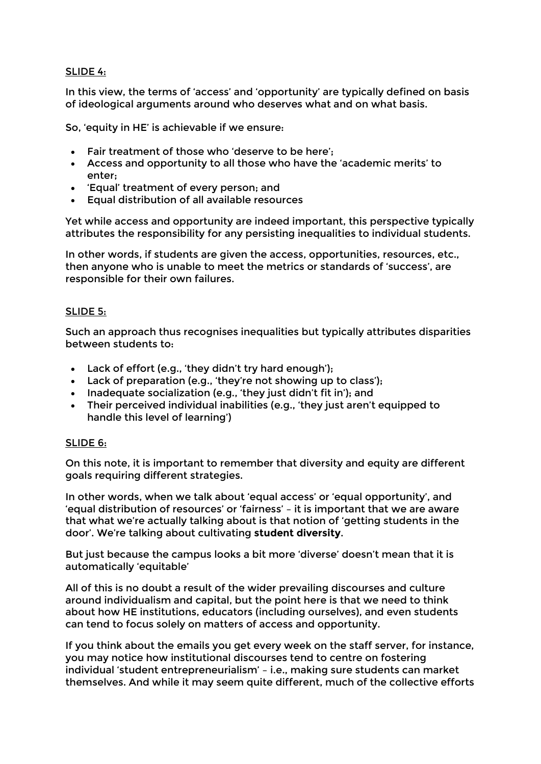SLIDE 4:

In this view, the terms of 'access' and 'opportunity' are typically defined on basis of ideological arguments around who deserves what and on what basis.

So, 'equity in HE' is achievable if we ensure:

- Fair treatment of those who 'deserve to be here';
- Access and opportunity to all those who have the 'academic merits' to enter;
- 'Equal' treatment of every person; and
- Equal distribution of all available resources

Yet while access and opportunity are indeed important, this perspective typically attributes the responsibility for any persisting inequalities to individual students.

In other words, if students are given the access, opportunities, resources, etc., then anyone who is unable to meet the metrics or standards of 'success', are responsible for their own failures.

SLIDE 5:

Such an approach thus recognises inequalities but typically attributes disparities between students to:

- Lack of effort (e.g., 'they didn't try hard enough');
- Lack of preparation (e.g., 'they're not showing up to class');
- Inadequate socialization (e.g., 'they just didn't fit in'); and
- Their perceived individual inabilities (e.g., 'they just aren't equipped to handle this level of learning')

SLIDE 6:

On this note, it is important to remember that diversity and equity are different goals requiring different strategies.

In other words, when we talk about 'equal access' or 'equal opportunity', and 'equal distribution of resources' or 'fairness' – it is important that we are aware that what we're actually talking about is that notion of 'getting students in the door'. We're talking about cultivating **student diversity**.

But just because the campus looks a bit more 'diverse' doesn't mean that it is automatically 'equitable'

All of this is no doubt a result of the wider prevailing discourses and culture around individualism and capital, but the point here is that we need to think about how HE institutions, educators (including ourselves), and even students can tend to focus solely on matters of access and opportunity.

If you think about the emails you get every week on the staff server, for instance, you may notice how institutional discourses tend to centre on fostering individual 'student entrepreneurialism' – i.e., making sure students can market themselves. And while it may seem quite different, much of the collective efforts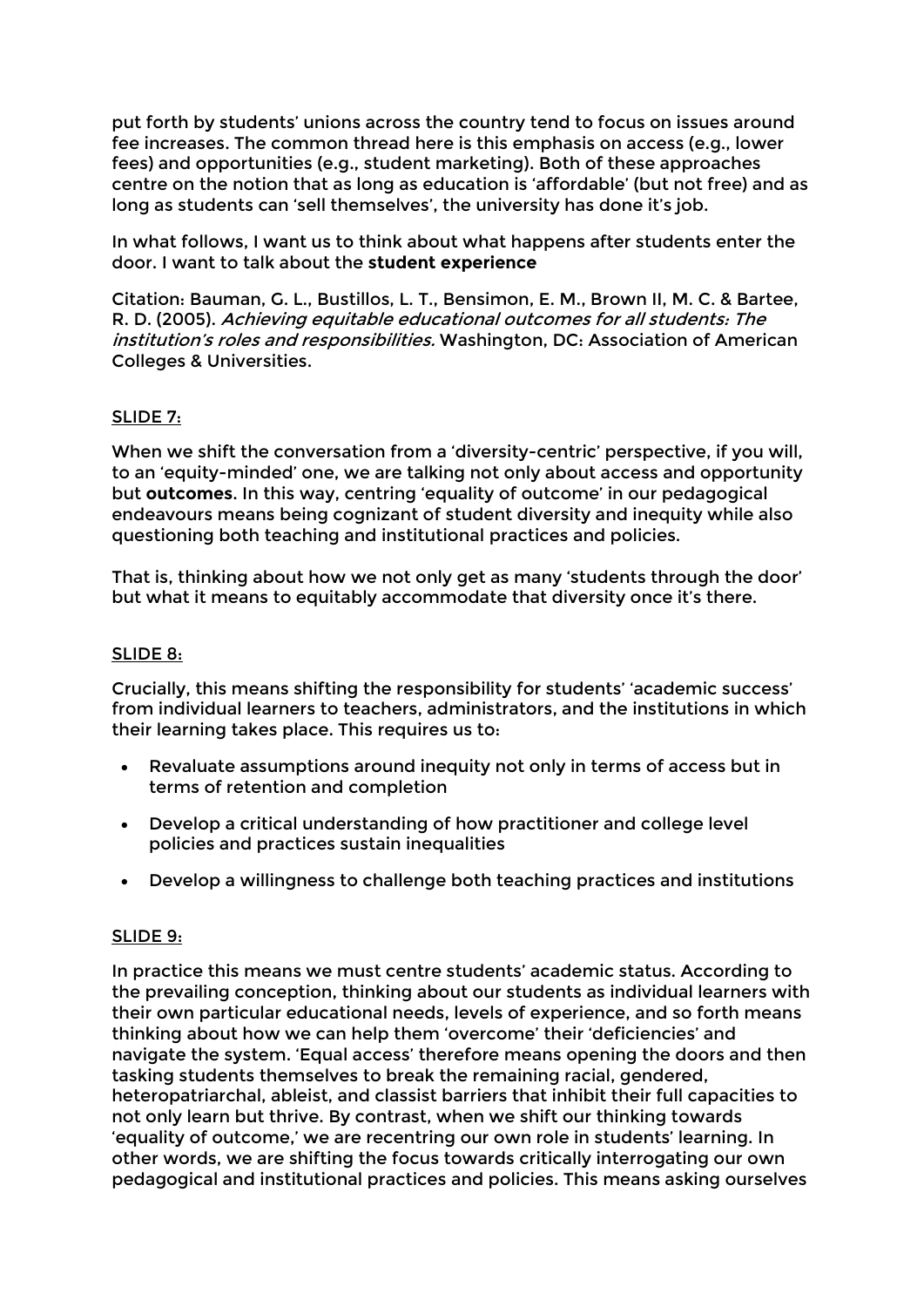put forth by students' unions across the country tend to focus on issues around fee increases. The common thread here is this emphasis on access (e.g., lower fees) and opportunities (e.g., student marketing). Both of these approaches centre on the notion that as long as education is 'affordable' (but not free) and as long as students can 'sell themselves', the university has done it's job.

In what follows, I want us to think about what happens after students enter the door. I want to talk about the **student experience**

Citation: Bauman, G. L., Bustillos, L. T., Bensimon, E. M., Brown II, M. C. & Bartee, R. D. (2005). *Achieving equitable educational outcomes for all students: The institution's roles and responsibilities.* Washington, DC: Association of American Colleges & Universities.

<u>SLIDE 7:</u>

When we shift the conversation from a 'diversity-centric' perspective, if you will, to an 'equity-minded' one, we are talking not only about access and opportunity but **outcomes**. In this way, centring 'equality of outcome' in our pedagogical endeavours means being cognizant of student diversity and inequity while also questioning both teaching and institutional practices and policies.

That is, thinking about how we not only get as many 'students through the door' but what it means to equitably accommodate that diversity once it's there.

<u>SLIDE 8:</u>

Crucially, this means shifting the responsibility for students' 'academic success' from individual learners to teachers, administrators, and the institutions in which their learning takes place. This requires us to:

- Revaluate assumptions around inequity not only in terms of access but in terms of retention and completion
- Develop a critical understanding of how practitioner and college level policies and practices sustain inequalities
- Develop a willingness to challenge both teaching practices and institutions

<u>SLIDE 9:</u>

In practice this means we must centre students' academic status. According to the prevailing conception, thinking about our students as individual learners with their own particular educational needs, levels of experience, and so forth means thinking about how we can help them 'overcome' their 'deficiencies' and navigate the system. 'Equal access' therefore means opening the doors and then tasking students themselves to break the remaining racial, gendered, heteropatriarchal, ableist, and classist barriers that inhibit their full capacities to not only learn but thrive. By contrast, when we shift our thinking towards 'equality of outcome,' we are recentring our own role in students' learning. In other words, we are shifting the focus towards critically interrogating our own pedagogical and institutional practices and policies. This means asking ourselves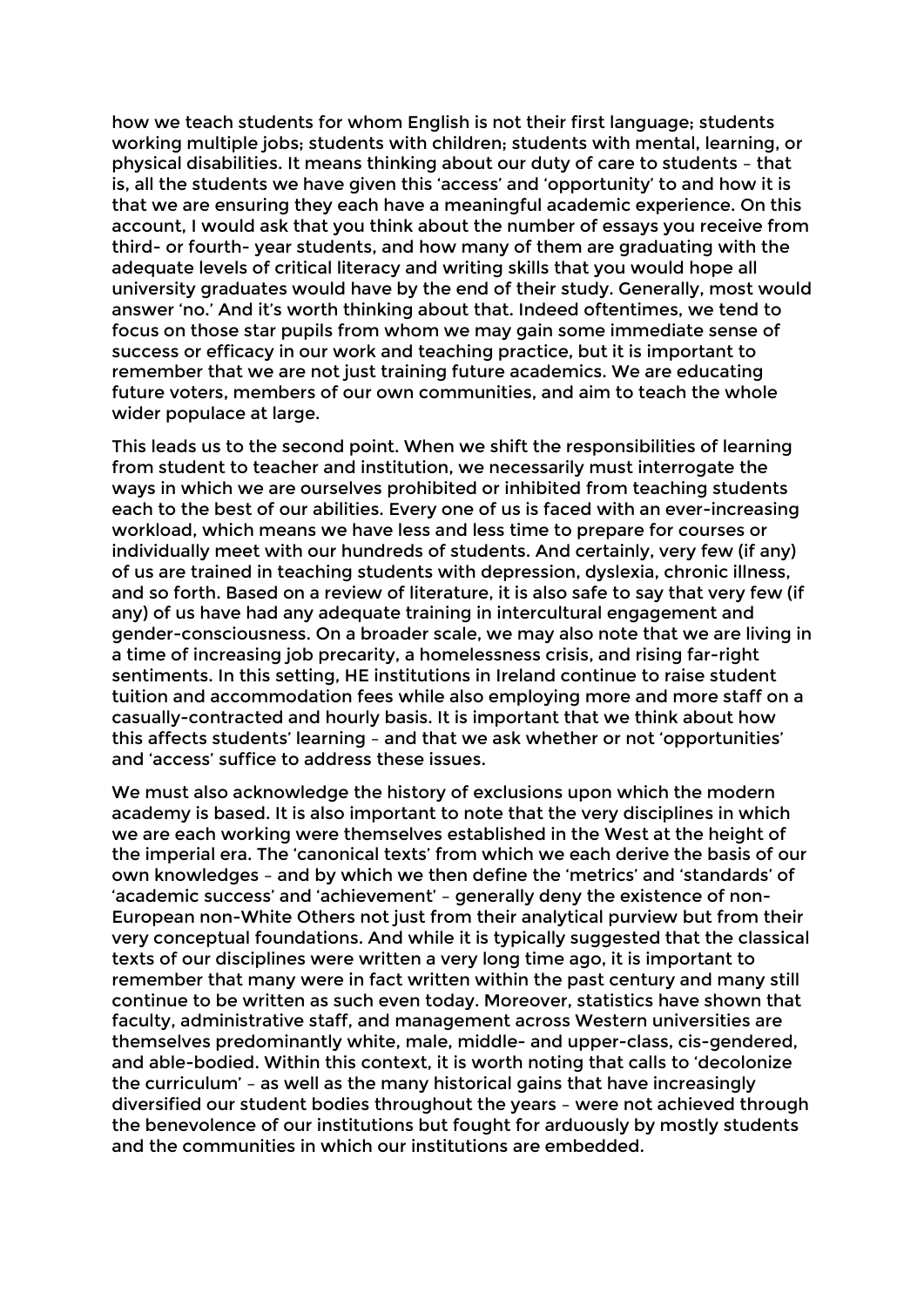how we teach students for whom English is not their first language; students working multiple jobs; students with children; students with mental, learning, or physical disabilities. It means thinking about our duty of care to students – that is, all the students we have given this 'access' and 'opportunity' to and how it is that we are ensuring they each have a meaningful academic experience. On this account, I would ask that you think about the number of essays you receive from third- or fourth- year students, and how many of them are graduating with the adequate levels of critical literacy and writing skills that you would hope all university graduates would have by the end of their study. Generally, most would answer 'no.' And it's worth thinking about that. Indeed oftentimes, we tend to focus on those star pupils from whom we may gain some immediate sense of success or efficacy in our work and teaching practice, but it is important to remember that we are not just training future academics. We are educating future voters, members of our own communities, and aim to teach the whole wider populace at large.

This leads us to the second point. When we shift the responsibilities of learning from student to teacher and institution, we necessarily must interrogate the ways in which we are ourselves prohibited or inhibited from teaching students each to the best of our abilities. Every one of us is faced with an ever-increasing workload, which means we have less and less time to prepare for courses or individually meet with our hundreds of students. And certainly, very few (if any) of us are trained in teaching students with depression, dyslexia, chronic illness, and so forth. Based on a review of literature, it is also safe to say that very few (if any) of us have had any adequate training in intercultural engagement and gender-consciousness. On a broader scale, we may also note that we are living in a time of increasing job precarity, a homelessness crisis, and rising far-right sentiments. In this setting, HE institutions in Ireland continue to raise student tuition and accommodation fees while also employing more and more staff on a casually-contracted and hourly basis. It is important that we think about how this affects students' learning – and that we ask whether or not 'opportunities' and 'access' suffice to address these issues.

We must also acknowledge the history of exclusions upon which the modern academy is based. It is also important to note that the very disciplines in which we are each working were themselves established in the West at the height of the imperial era. The 'canonical texts' from which we each derive the basis of our own knowledges – and by which we then define the 'metrics' and 'standards' of 'academic success' and 'achievement' – generally deny the existence of non-European non-White Others not just from their analytical purview but from their very conceptual foundations. And while it is typically suggested that the classical texts of our disciplines were written a very long time ago, it is important to remember that many were in fact written within the past century and many still continue to be written as such even today. Moreover, statistics have shown that faculty, administrative staff, and management across Western universities are themselves predominantly white, male, middle- and upper-class, cis-gendered, and able-bodied. Within this context, it is worth noting that calls to 'decolonize the curriculum' – as well as the many historical gains that have increasingly diversified our student bodies throughout the years – were not achieved through the benevolence of our institutions but fought for arduously by mostly students and the communities in which our institutions are embedded.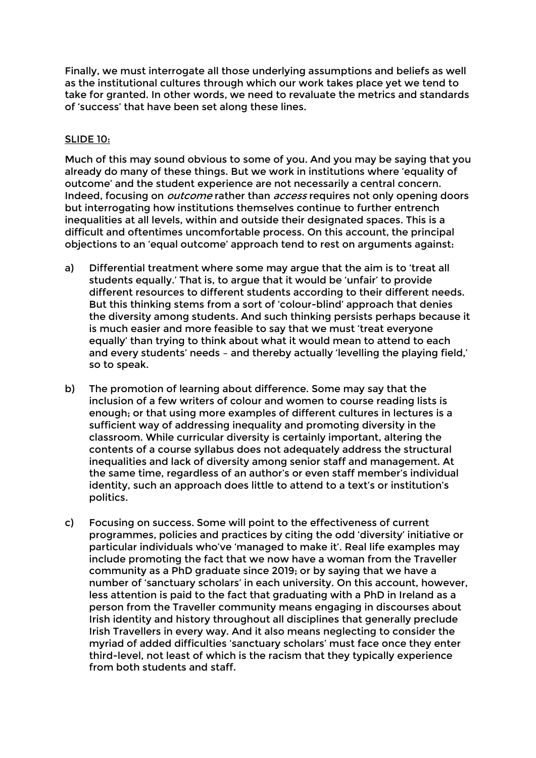Finally, we must interrogate all those underlying assumptions and beliefs as well as the institutional cultures through which our work takes place yet we tend to take for granted. In other words, we need to revaluate the metrics and standards of 'success' that have been set along these lines.

<u>SLIDE 10:</u>

Much of this may sound obvious to some of you. And you may be saying that you already do many of these things. But we work in institutions where 'equality of outcome' and the student experience are not necessarily a central concern. Indeed, focusing on *outcome* rather than *access* requires not only opening doors but interrogating how institutions themselves continue to further entrench inequalities at all levels, within and outside their designated spaces. This is a difficult and oftentimes uncomfortable process. On this account, the principal objections to an 'equal outcome' approach tend to rest on arguments against:

a) Differential treatment where some may argue that the aim is to 'treat all students equally.' That is, to argue that it would be 'unfair' to provide different resources to different students according to their different needs. But this thinking stems from a sort of 'colour-blind' approach that denies the diversity among students. And such thinking persists perhaps because it is much easier and more feasible to say that we must 'treat everyone equally' than trying to think about what it would mean to attend to each and every students' needs – and thereby actually 'levelling the playing field,' so to speak.

b) The promotion of learning about difference. Some may say that the inclusion of a few writers of colour and women to course reading lists is enough; or that using more examples of different cultures in lectures is a sufficient way of addressing inequality and promoting diversity in the classroom. While curricular diversity is certainly important, altering the contents of a course syllabus does not adequately address the structural inequalities and lack of diversity among senior staff and management. At the same time, regardless of an author's or even staff member's individual identity, such an approach does little to attend to a text's or institution's politics.

c) Focusing on success. Some will point to the effectiveness of current programmes, policies and practices by citing the odd 'diversity' initiative or particular individuals who've 'managed to make it'. Real life examples may include promoting the fact that we now have a woman from the Traveller community as a PhD graduate since 2019; or by saying that we have a number of 'sanctuary scholars' in each university. On this account, however, less attention is paid to the fact that graduating with a PhD in Ireland as a person from the Traveller community means engaging in discourses about Irish identity and history throughout all disciplines that generally preclude Irish Travellers in every way. And it also means neglecting to consider the myriad of added difficulties 'sanctuary scholars' must face once they enter third-level, not least of which is the racism that they typically experience from both students and staff.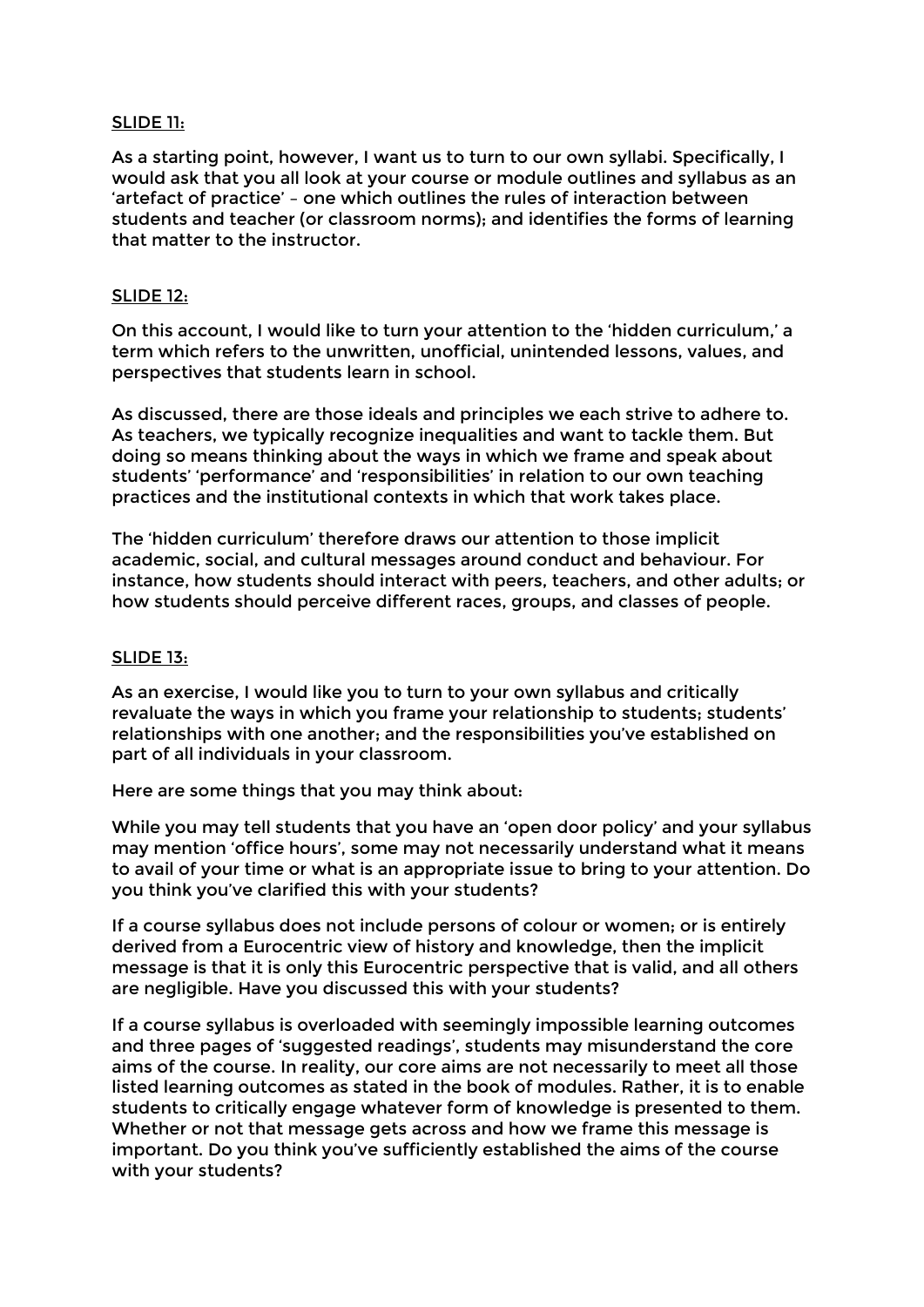<u>SLIDE 11:</u>

As a starting point, however, I want us to turn to our own syllabi. Specifically, I would ask that you all look at your course or module outlines and syllabus as an 'artefact of practice' – one which outlines the rules of interaction between students and teacher (or classroom norms); and identifies the forms of learning that matter to the instructor.

<u>SLIDE 12:</u>

On this account, I would like to turn your attention to the 'hidden curriculum,' a term which refers to the unwritten, unofficial, unintended lessons, values, and perspectives that students learn in school.

As discussed, there are those ideals and principles we each strive to adhere to. As teachers, we typically recognize inequalities and want to tackle them. But doing so means thinking about the ways in which we frame and speak about students' 'performance' and 'responsibilities' in relation to our own teaching practices and the institutional contexts in which that work takes place.

The 'hidden curriculum' therefore draws our attention to those implicit academic, social, and cultural messages around conduct and behaviour. For instance, how students should interact with peers, teachers, and other adults; or how students should perceive different races, groups, and classes of people.

<u>SLIDE 13:</u>

As an exercise, I would like you to turn to your own syllabus and critically revaluate the ways in which you frame your relationship to students; students' relationships with one another; and the responsibilities you've established on part of all individuals in your classroom.

Here are some things that you may think about:

While you may tell students that you have an 'open door policy' and your syllabus may mention 'office hours', some may not necessarily understand what it means to avail of your time or what is an appropriate issue to bring to your attention. Do you think you've clarified this with your students?

If a course syllabus does not include persons of colour or women; or is entirely derived from a Eurocentric view of history and knowledge, then the implicit message is that it is only this Eurocentric perspective that is valid, and all others are negligible. Have you discussed this with your students?

If a course syllabus is overloaded with seemingly impossible learning outcomes and three pages of 'suggested readings', students may misunderstand the core aims of the course. In reality, our core aims are not necessarily to meet all those listed learning outcomes as stated in the book of modules. Rather, it is to enable students to critically engage whatever form of knowledge is presented to them. Whether or not that message gets across and how we frame this message is important. Do you think you've sufficiently established the aims of the course with your students?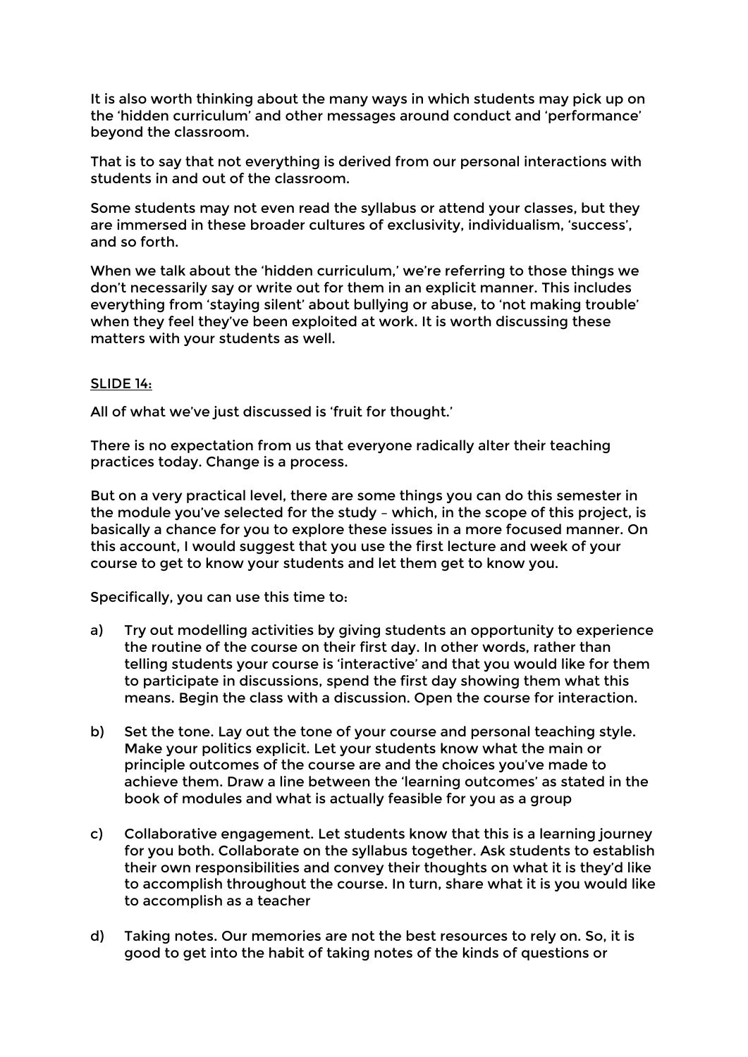It is also worth thinking about the many ways in which students may pick up on the 'hidden curriculum' and other messages around conduct and 'performance' beyond the classroom.

That is to say that not everything is derived from our personal interactions with students in and out of the classroom.

Some students may not even read the syllabus or attend your classes, but they are immersed in these broader cultures of exclusivity, individualism, 'success', and so forth.

When we talk about the 'hidden curriculum,' we're referring to those things we don't necessarily say or write out for them in an explicit manner. This includes everything from 'staying silent' about bullying or abuse, to 'not making trouble' when they feel they've been exploited at work. It is worth discussing these matters with your students as well.

<u>SLIDE 14:</u>

All of what we've just discussed is 'fruit for thought.'

There is no expectation from us that everyone radically alter their teaching practices today. Change is a process.

But on a very practical level, there are some things you can do this semester in the module you've selected for the study – which, in the scope of this project, is basically a chance for you to explore these issues in a more focused manner. On this account, I would suggest that you use the first lecture and week of your course to get to know your students and let them get to know you.

Specifically, you can use this time to:

a) Try out modelling activities by giving students an opportunity to experience the routine of the course on their first day. In other words, rather than telling students your course is 'interactive' and that you would like for them to participate in discussions, spend the first day showing them what this means. Begin the class with a discussion. Open the course for interaction.

b) Set the tone. Lay out the tone of your course and personal teaching style. Make your politics explicit. Let your students know what the main or principle outcomes of the course are and the choices you've made to achieve them. Draw a line between the 'learning outcomes' as stated in the book of modules and what is actually feasible for you as a group

c) Collaborative engagement. Let students know that this is a learning journey for you both. Collaborate on the syllabus together. Ask students to establish their own responsibilities and convey their thoughts on what it is they'd like to accomplish throughout the course. In turn, share what it is you would like to accomplish as a teacher

d) Taking notes. Our memories are not the best resources to rely on. So, it is good to get into the habit of taking notes of the kinds of questions or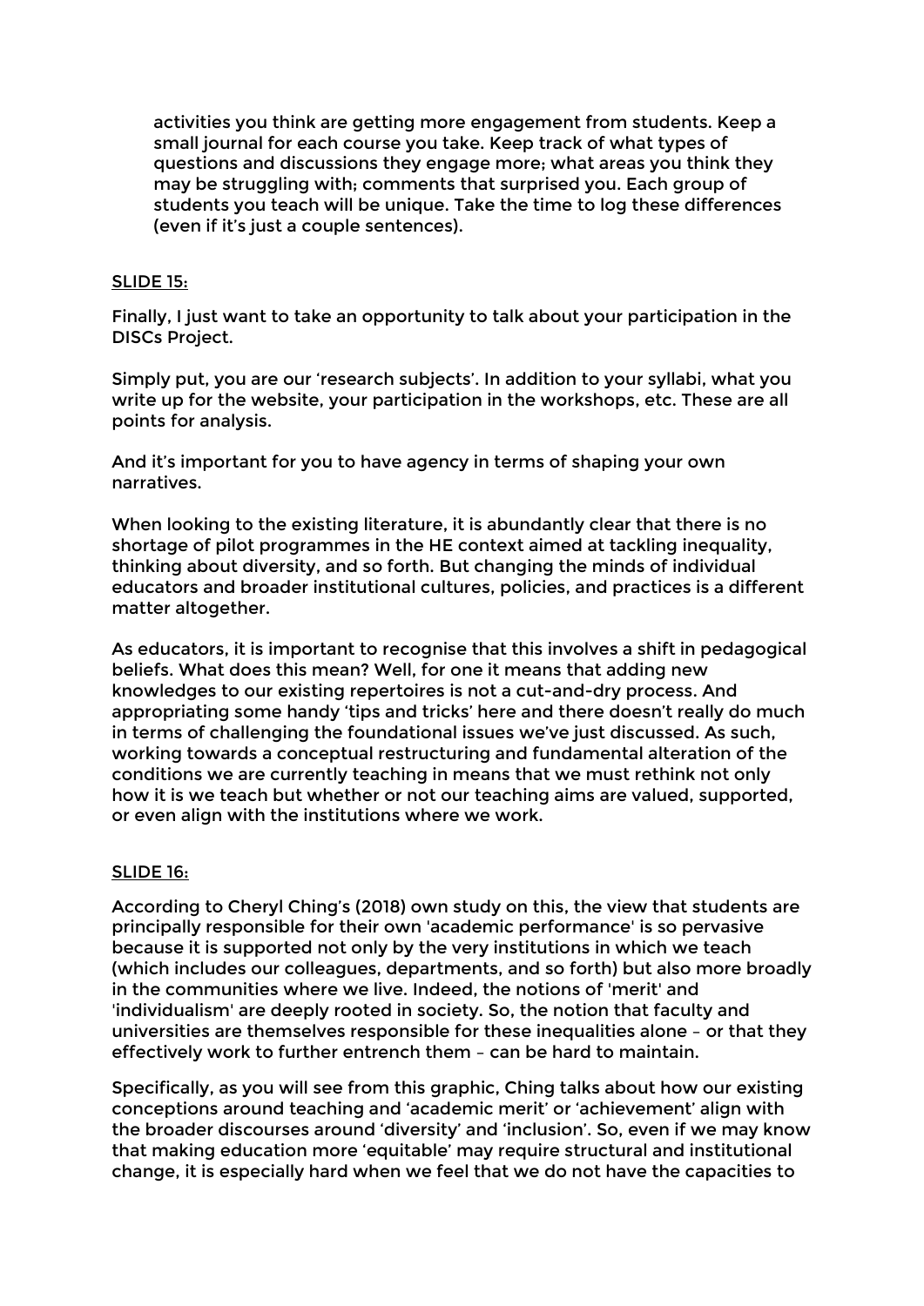activities you think are getting more engagement from students. Keep a small journal for each course you take. Keep track of what types of questions and discussions they engage more; what areas you think they may be struggling with; comments that surprised you. Each group of students you teach will be unique. Take the time to log these differences (even if it's just a couple sentences).

SLIDE 15:

Finally, I just want to take an opportunity to talk about your participation in the DISCs Project.

Simply put, you are our 'research subjects'. In addition to your syllabi, what you write up for the website, your participation in the workshops, etc. These are all points for analysis.

And it's important for you to have agency in terms of shaping your own narratives.

When looking to the existing literature, it is abundantly clear that there is no shortage of pilot programmes in the HE context aimed at tackling inequality, thinking about diversity, and so forth. But changing the minds of individual educators and broader institutional cultures, policies, and practices is a different matter altogether.

As educators, it is important to recognise that this involves a shift in pedagogical beliefs. What does this mean? Well, for one it means that adding new knowledges to our existing repertoires is not a cut-and-dry process. And appropriating some handy 'tips and tricks' here and there doesn't really do much in terms of challenging the foundational issues we've just discussed. As such, working towards a conceptual restructuring and fundamental alteration of the conditions we are currently teaching in means that we must rethink not only how it is we teach but whether or not our teaching aims are valued, supported, or even align with the institutions where we work.

SLIDE 16:

According to Cheryl Ching's (2018) own study on this, the view that students are principally responsible for their own 'academic performance' is so pervasive because it is supported not only by the very institutions in which we teach (which includes our colleagues, departments, and so forth) but also more broadly in the communities where we live. Indeed, the notions of 'merit' and 'individualism' are deeply rooted in society. So, the notion that faculty and universities are themselves responsible for these inequalities alone – or that they effectively work to further entrench them – can be hard to maintain.

Specifically, as you will see from this graphic, Ching talks about how our existing conceptions around teaching and 'academic merit' or 'achievement' align with the broader discourses around 'diversity' and 'inclusion'. So, even if we may know that making education more 'equitable' may require structural and institutional change, it is especially hard when we feel that we do not have the capacities to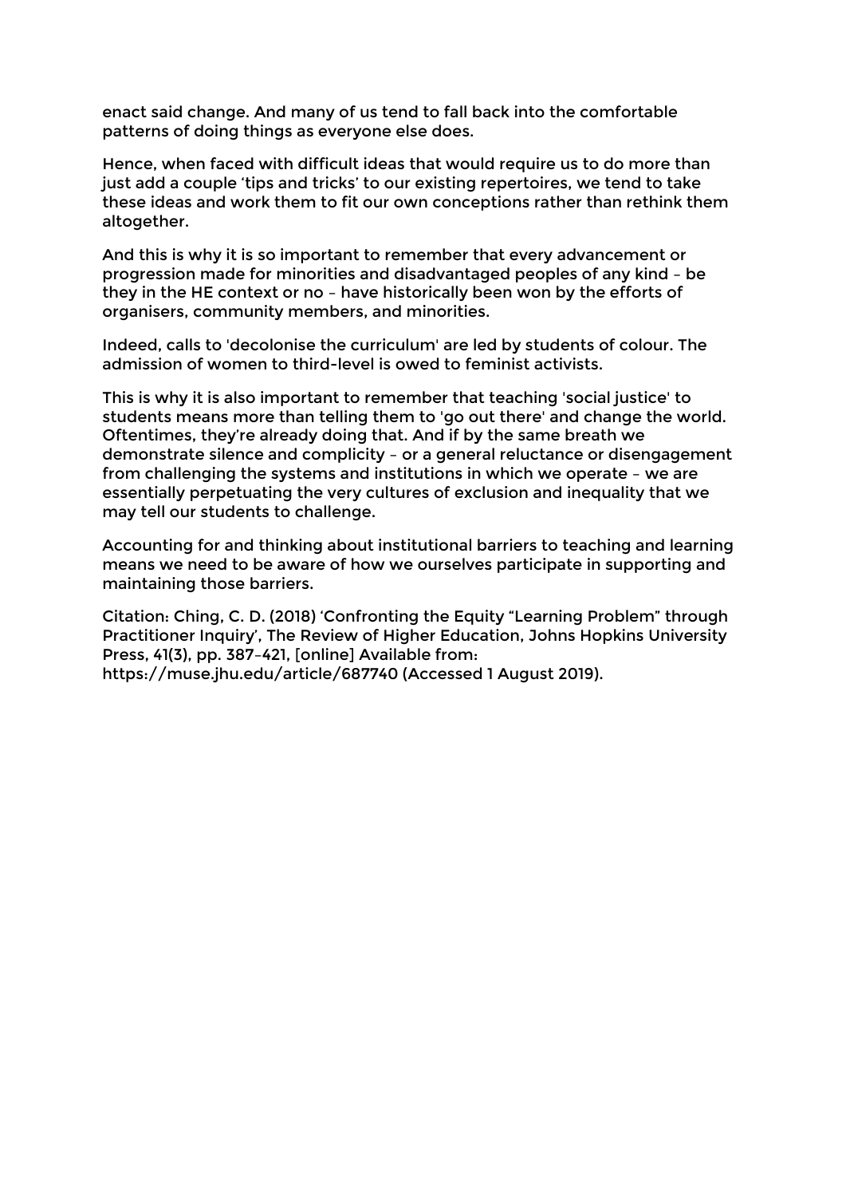enact said change. And many of us tend to fall back into the comfortable patterns of doing things as everyone else does.

Hence, when faced with difficult ideas that would require us to do more than just add a couple 'tips and tricks' to our existing repertoires, we tend to take these ideas and work them to fit our own conceptions rather than rethink them altogether.

And this is why it is so important to remember that every advancement or progression made for minorities and disadvantaged peoples of any kind – be they in the HE context or no – have historically been won by the efforts of organisers, community members, and minorities.

Indeed, calls to 'decolonise the curriculum' are led by students of colour. The admission of women to third-level is owed to feminist activists.

This is why it is also important to remember that teaching 'social justice' to students means more than telling them to 'go out there' and change the world. Oftentimes, they're already doing that. And if by the same breath we demonstrate silence and complicity – or a general reluctance or disengagement from challenging the systems and institutions in which we operate – we are essentially perpetuating the very cultures of exclusion and inequality that we may tell our students to challenge.

Accounting for and thinking about institutional barriers to teaching and learning means we need to be aware of how we ourselves participate in supporting and maintaining those barriers.

Citation: Ching, C. D. (2018) 'Confronting the Equity "Learning Problem" through Practitioner Inquiry', The Review of Higher Education, Johns Hopkins University Press, 41(3), pp. 387–421, [online] Available from: https://muse.jhu.edu/article/687740 (Accessed 1 August 2019).